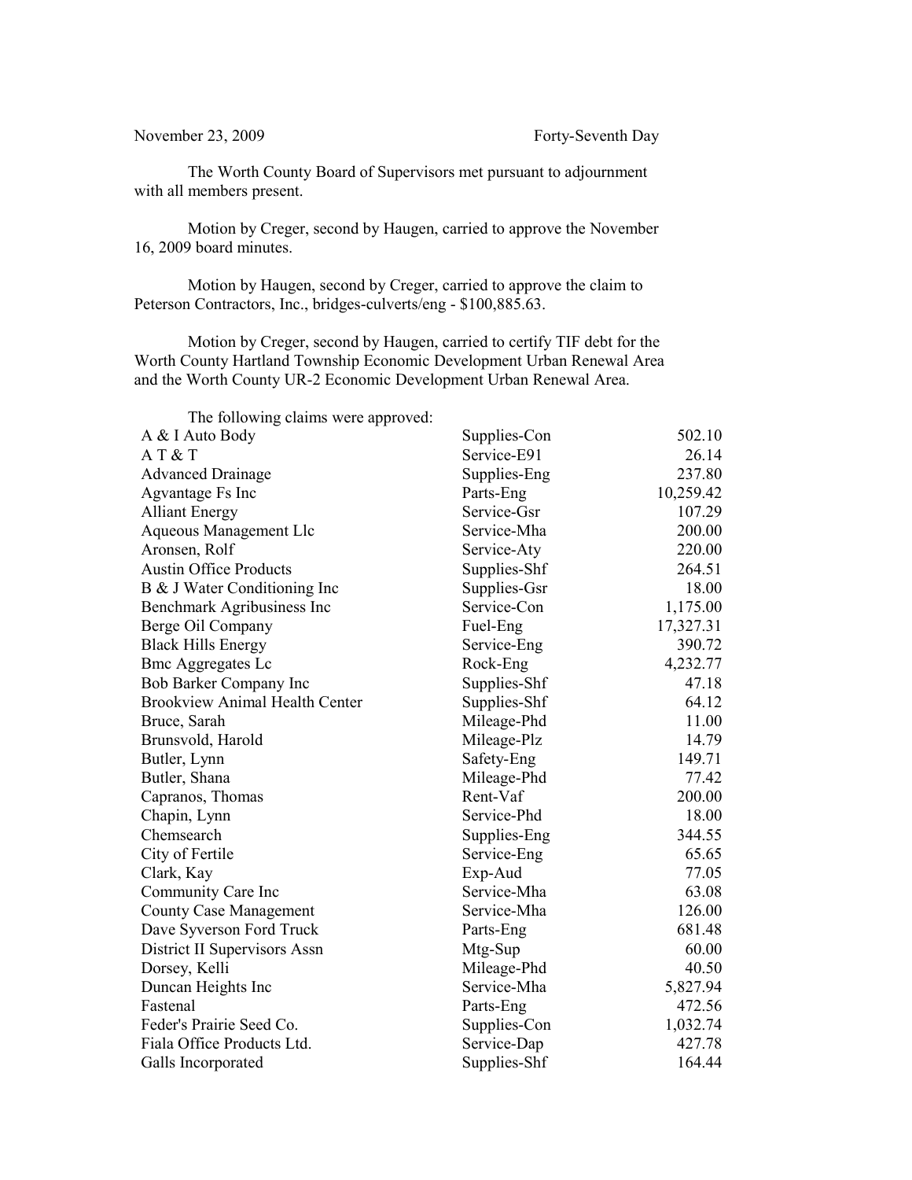November 23, 2009 Forty-Seventh Day

The Worth County Board of Supervisors met pursuant to adjournment with all members present.

Motion by Creger, second by Haugen, carried to approve the November 16, 2009 board minutes.

Motion by Haugen, second by Creger, carried to approve the claim to Peterson Contractors, Inc., bridges-culverts/eng - $100,885.63.

Motion by Creger, second by Haugen, carried to certify TIF debt for the Worth County Hartland Township Economic Development Urban Renewal Area and the Worth County UR-2 Economic Development Urban Renewal Area.

The following claims were approved:

| | | |
|---|---|---|
| A & I Auto Body | Supplies-Con | 502.10 |
| A T & T | Service-E91 | 26.14 |
| Advanced Drainage | Supplies-Eng | 237.80 |
| Agvantage Fs Inc | Parts-Eng | 10,259.42 |
| Alliant Energy | Service-Gsr | 107.29 |
| Aqueous Management Llc | Service-Mha | 200.00 |
| Aronsen, Rolf | Service-Aty | 220.00 |
| Austin Office Products | Supplies-Shf | 264.51 |
| B & J Water Conditioning Inc | Supplies-Gsr | 18.00 |
| Benchmark Agribusiness Inc | Service-Con | 1,175.00 |
| Berge Oil Company | Fuel-Eng | 17,327.31 |
| Black Hills Energy | Service-Eng | 390.72 |
| Bmc Aggregates Lc | Rock-Eng | 4,232.77 |
| Bob Barker Company Inc | Supplies-Shf | 47.18 |
| Brookview Animal Health Center | Supplies-Shf | 64.12 |
| Bruce, Sarah | Mileage-Phd | 11.00 |
| Brunsvold, Harold | Mileage-Plz | 14.79 |
| Butler, Lynn | Safety-Eng | 149.71 |
| Butler, Shana | Mileage-Phd | 77.42 |
| Capranos, Thomas | Rent-Vaf | 200.00 |
| Chapin, Lynn | Service-Phd | 18.00 |
| Chemsearch | Supplies-Eng | 344.55 |
| City of Fertile | Service-Eng | 65.65 |
| Clark, Kay | Exp-Aud | 77.05 |
| Community Care Inc | Service-Mha | 63.08 |
| County Case Management | Service-Mha | 126.00 |
| Dave Syverson Ford Truck | Parts-Eng | 681.48 |
| District II Supervisors Assn | Mtg-Sup | 60.00 |
| Dorsey, Kelli | Mileage-Phd | 40.50 |
| Duncan Heights Inc | Service-Mha | 5,827.94 |
| Fastenal | Parts-Eng | 472.56 |
| Feder's Prairie Seed Co. | Supplies-Con | 1,032.74 |
| Fiala Office Products Ltd. | Service-Dap | 427.78 |
| Galls Incorporated | Supplies-Shf | 164.44 |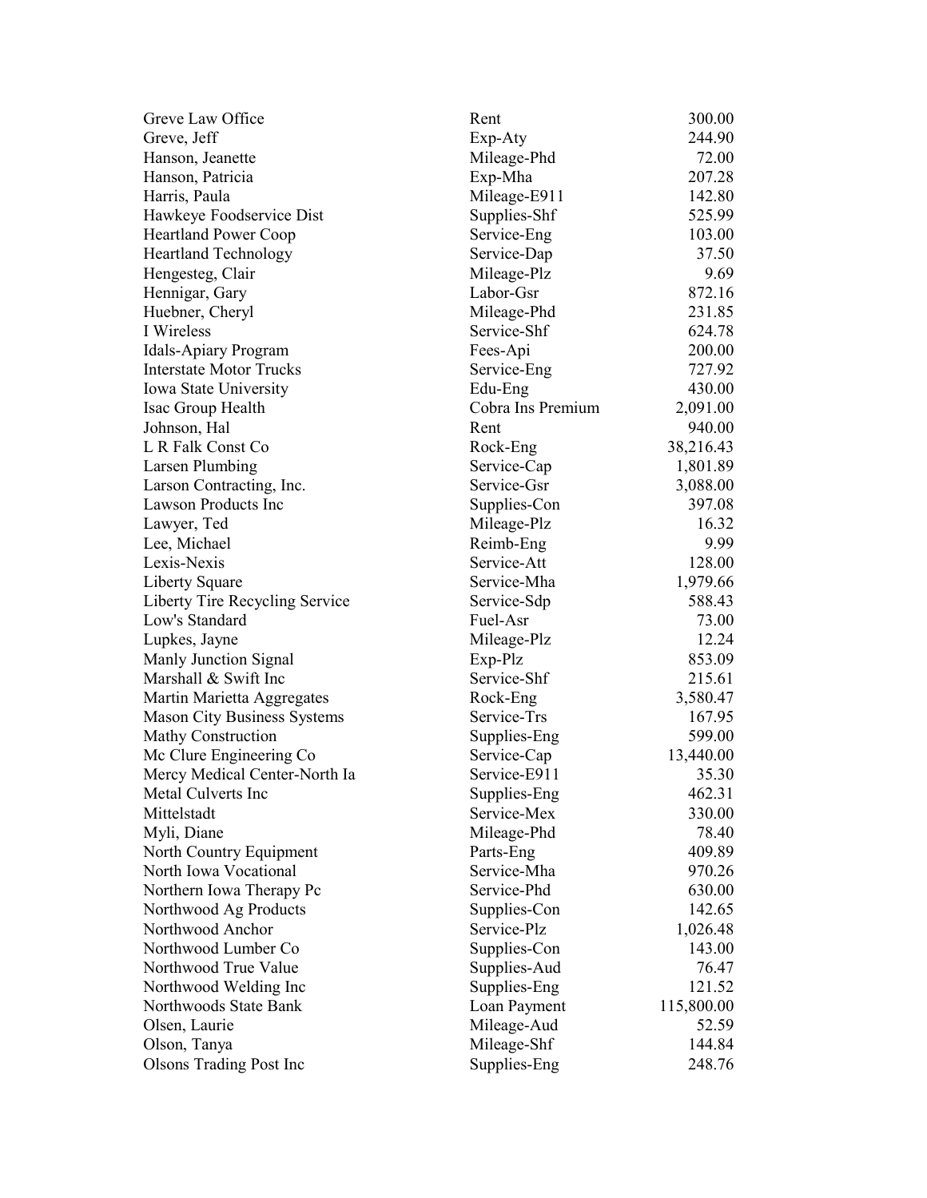| | | |
|---|---|---|
| Greve Law Office | Rent | 300.00 |
| Greve, Jeff | Exp-Aty | 244.90 |
| Hanson, Jeanette | Mileage-Phd | 72.00 |
| Hanson, Patricia | Exp-Mha | 207.28 |
| Harris, Paula | Mileage-E911 | 142.80 |
| Hawkeye Foodservice Dist | Supplies-Shf | 525.99 |
| Heartland Power Coop | Service-Eng | 103.00 |
| Heartland Technology | Service-Dap | 37.50 |
| Hengesteg, Clair | Mileage-Plz | 9.69 |
| Hennigar, Gary | Labor-Gsr | 872.16 |
| Huebner, Cheryl | Mileage-Phd | 231.85 |
| I Wireless | Service-Shf | 624.78 |
| Idals-Apiary Program | Fees-Api | 200.00 |
| Interstate Motor Trucks | Service-Eng | 727.92 |
| Iowa State University | Edu-Eng | 430.00 |
| Isac Group Health | Cobra Ins Premium | 2,091.00 |
| Johnson, Hal | Rent | 940.00 |
| L R Falk Const Co | Rock-Eng | 38,216.43 |
| Larsen Plumbing | Service-Cap | 1,801.89 |
| Larson Contracting, Inc. | Service-Gsr | 3,088.00 |
| Lawson Products Inc | Supplies-Con | 397.08 |
| Lawyer, Ted | Mileage-Plz | 16.32 |
| Lee, Michael | Reimb-Eng | 9.99 |
| Lexis-Nexis | Service-Att | 128.00 |
| Liberty Square | Service-Mha | 1,979.66 |
| Liberty Tire Recycling Service | Service-Sdp | 588.43 |
| Low's Standard | Fuel-Asr | 73.00 |
| Lupkes, Jayne | Mileage-Plz | 12.24 |
| Manly Junction Signal | Exp-Plz | 853.09 |
| Marshall & Swift Inc | Service-Shf | 215.61 |
| Martin Marietta Aggregates | Rock-Eng | 3,580.47 |
| Mason City Business Systems | Service-Trs | 167.95 |
| Mathy Construction | Supplies-Eng | 599.00 |
| Mc Clure Engineering Co | Service-Cap | 13,440.00 |
| Mercy Medical Center-North Ia | Service-E911 | 35.30 |
| Metal Culverts Inc | Supplies-Eng | 462.31 |
| Mittelstadt | Service-Mex | 330.00 |
| Myli, Diane | Mileage-Phd | 78.40 |
| North Country Equipment | Parts-Eng | 409.89 |
| North Iowa Vocational | Service-Mha | 970.26 |
| Northern Iowa Therapy Pc | Service-Phd | 630.00 |
| Northwood Ag Products | Supplies-Con | 142.65 |
| Northwood Anchor | Service-Plz | 1,026.48 |
| Northwood Lumber Co | Supplies-Con | 143.00 |
| Northwood True Value | Supplies-Aud | 76.47 |
| Northwood Welding Inc | Supplies-Eng | 121.52 |
| Northwoods State Bank | Loan Payment | 115,800.00 |
| Olsen, Laurie | Mileage-Aud | 52.59 |
| Olson, Tanya | Mileage-Shf | 144.84 |
| Olsons Trading Post Inc | Supplies-Eng | 248.76 |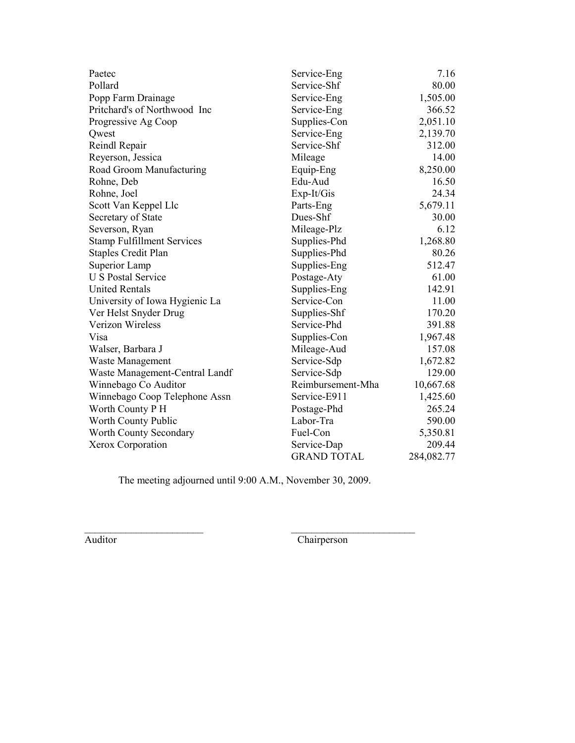| | | |
|---|---|---|
| Paetec | Service-Eng | 7.16 |
| Pollard | Service-Shf | 80.00 |
| Popp Farm Drainage | Service-Eng | 1,505.00 |
| Pritchard's of Northwood Inc | Service-Eng | 366.52 |
| Progressive Ag Coop | Supplies-Con | 2,051.10 |
| Qwest | Service-Eng | 2,139.70 |
| Reindl Repair | Service-Shf | 312.00 |
| Reyerson, Jessica | Mileage | 14.00 |
| Road Groom Manufacturing | Equip-Eng | 8,250.00 |
| Rohne, Deb | Edu-Aud | 16.50 |
| Rohne, Joel | Exp-It/Gis | 24.34 |
| Scott Van Keppel Llc | Parts-Eng | 5,679.11 |
| Secretary of State | Dues-Shf | 30.00 |
| Severson, Ryan | Mileage-Plz | 6.12 |
| Stamp Fulfillment Services | Supplies-Phd | 1,268.80 |
| Staples Credit Plan | Supplies-Phd | 80.26 |
| Superior Lamp | Supplies-Eng | 512.47 |
| U S Postal Service | Postage-Aty | 61.00 |
| United Rentals | Supplies-Eng | 142.91 |
| University of Iowa Hygienic La | Service-Con | 11.00 |
| Ver Helst Snyder Drug | Supplies-Shf | 170.20 |
| Verizon Wireless | Service-Phd | 391.88 |
| Visa | Supplies-Con | 1,967.48 |
| Walser, Barbara J | Mileage-Aud | 157.08 |
| Waste Management | Service-Sdp | 1,672.82 |
| Waste Management-Central Landf | Service-Sdp | 129.00 |
| Winnebago Co Auditor | Reimbursement-Mha | 10,667.68 |
| Winnebago Coop Telephone Assn | Service-E911 | 1,425.60 |
| Worth County P H | Postage-Phd | 265.24 |
| Worth County Public | Labor-Tra | 590.00 |
| Worth County Secondary | Fuel-Con | 5,350.81 |
| Xerox Corporation | Service-Dap | 209.44 |
| | GRAND TOTAL | 284,082.77 |

The meeting adjourned until 9:00 A.M., November 30, 2009.

\_\_\_\_\_\_\_\_\_\_\_\_\_\_\_\_\_\_\_\_\_\_\_\_ \_\_\_\_\_\_\_\_\_\_\_\_\_\_\_\_\_\_\_\_\_\_\_\_

Auditor Chairperson